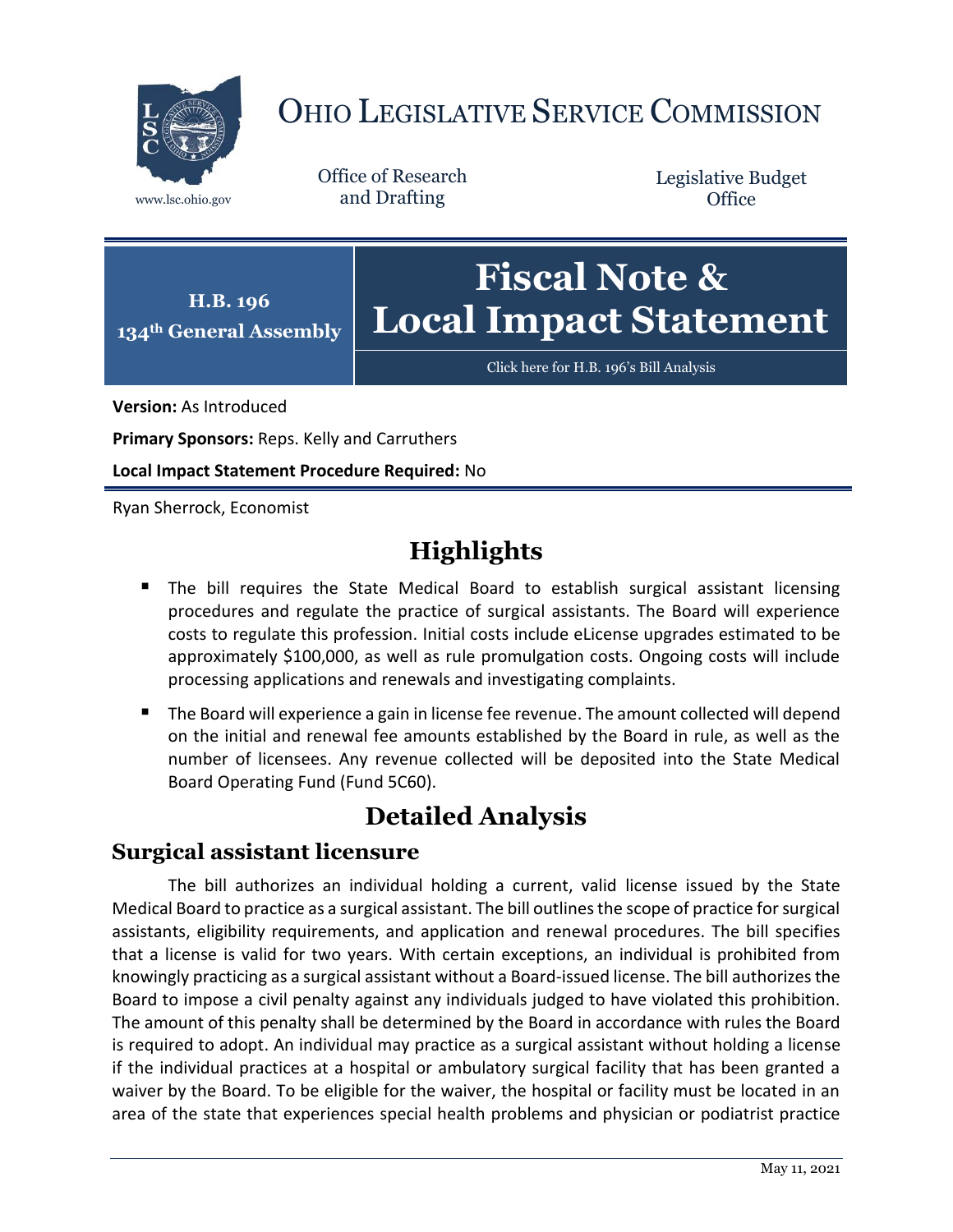# OHIO LEGISLATIVE SERVICE COMMISSION

www.lsc.ohio.gov

Office of Research and Drafting

Legislative Budget Office

**H.B. 196**
**134th General Assembly**

# Fiscal Note & Local Impact Statement

Click here for H.B. 196's Bill Analysis

**Version:** As Introduced

**Primary Sponsors:** Reps. Kelly and Carruthers

**Local Impact Statement Procedure Required:** No

Ryan Sherrock, Economist

## Highlights

- The bill requires the State Medical Board to establish surgical assistant licensing procedures and regulate the practice of surgical assistants. The Board will experience costs to regulate this profession. Initial costs include eLicense upgrades estimated to be approximately $100,000, as well as rule promulgation costs. Ongoing costs will include processing applications and renewals and investigating complaints.
- The Board will experience a gain in license fee revenue. The amount collected will depend on the initial and renewal fee amounts established by the Board in rule, as well as the number of licensees. Any revenue collected will be deposited into the State Medical Board Operating Fund (Fund 5C60).

## Detailed Analysis

### Surgical assistant licensure

The bill authorizes an individual holding a current, valid license issued by the State Medical Board to practice as a surgical assistant. The bill outlines the scope of practice for surgical assistants, eligibility requirements, and application and renewal procedures. The bill specifies that a license is valid for two years. With certain exceptions, an individual is prohibited from knowingly practicing as a surgical assistant without a Board-issued license. The bill authorizes the Board to impose a civil penalty against any individuals judged to have violated this prohibition. The amount of this penalty shall be determined by the Board in accordance with rules the Board is required to adopt. An individual may practice as a surgical assistant without holding a license if the individual practices at a hospital or ambulatory surgical facility that has been granted a waiver by the Board. To be eligible for the waiver, the hospital or facility must be located in an area of the state that experiences special health problems and physician or podiatrist practice

May 11, 2021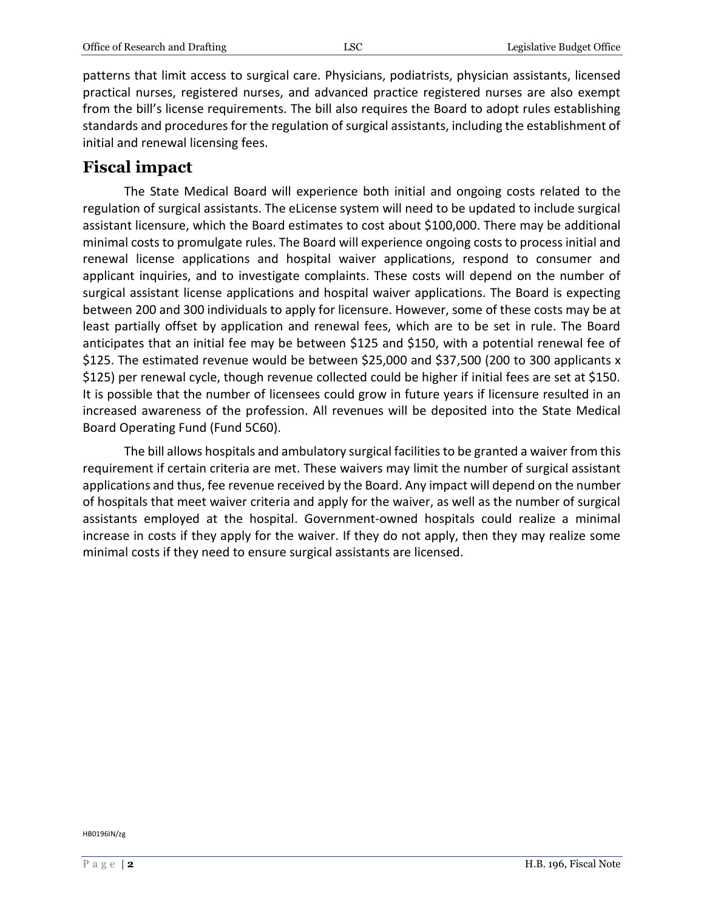patterns that limit access to surgical care. Physicians, podiatrists, physician assistants, licensed practical nurses, registered nurses, and advanced practice registered nurses are also exempt from the bill's license requirements. The bill also requires the Board to adopt rules establishing standards and procedures for the regulation of surgical assistants, including the establishment of initial and renewal licensing fees.

## Fiscal impact

The State Medical Board will experience both initial and ongoing costs related to the regulation of surgical assistants. The eLicense system will need to be updated to include surgical assistant licensure, which the Board estimates to cost about $100,000. There may be additional minimal costs to promulgate rules. The Board will experience ongoing costs to process initial and renewal license applications and hospital waiver applications, respond to consumer and applicant inquiries, and to investigate complaints. These costs will depend on the number of surgical assistant license applications and hospital waiver applications. The Board is expecting between 200 and 300 individuals to apply for licensure. However, some of these costs may be at least partially offset by application and renewal fees, which are to be set in rule. The Board anticipates that an initial fee may be between $125 and $150, with a potential renewal fee of $125. The estimated revenue would be between $25,000 and $37,500 (200 to 300 applicants x $125) per renewal cycle, though revenue collected could be higher if initial fees are set at $150. It is possible that the number of licensees could grow in future years if licensure resulted in an increased awareness of the profession. All revenues will be deposited into the State Medical Board Operating Fund (Fund 5C60).

The bill allows hospitals and ambulatory surgical facilities to be granted a waiver from this requirement if certain criteria are met. These waivers may limit the number of surgical assistant applications and thus, fee revenue received by the Board. Any impact will depend on the number of hospitals that meet waiver criteria and apply for the waiver, as well as the number of surgical assistants employed at the hospital. Government-owned hospitals could realize a minimal increase in costs if they apply for the waiver. If they do not apply, then they may realize some minimal costs if they need to ensure surgical assistants are licensed.

HB0196IN/zg